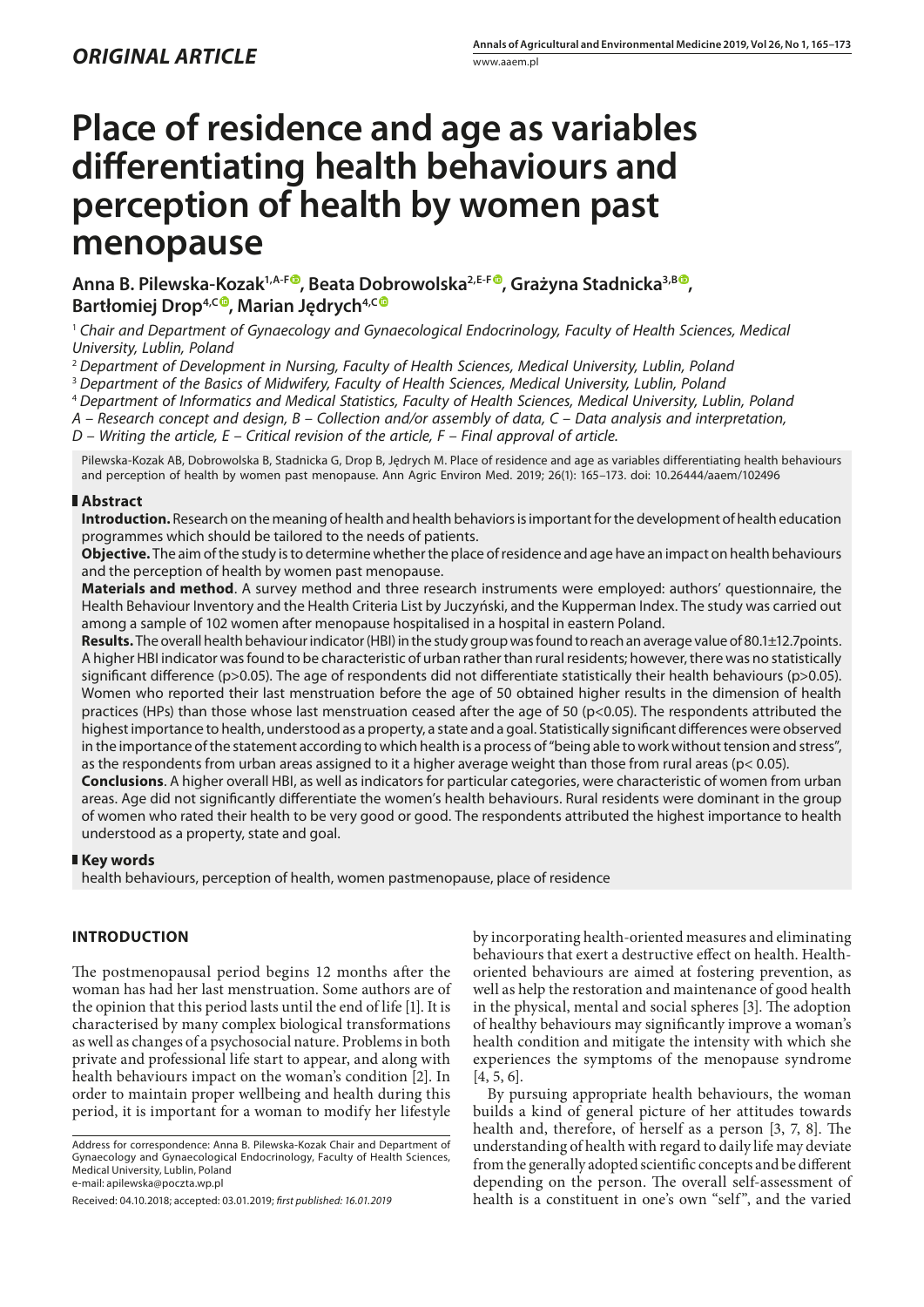*ORIGINAL ARTICLE*

# Place of residence and age as variables differentiating health behaviours and perception of health by women past menopause

**Anna B. Pilewska-Kozak[1,A-F], Beata Dobrowolska[2,E-F], Grażyna Stadnicka[3,B], Bartłomiej Drop[4,C], Marian Jędrych[4,C]**

[1] *Chair and Department of Gynaecology and Gynaecological Endocrinology, Faculty of Health Sciences, Medical University, Lublin, Poland*

[2] *Department of Development in Nursing, Faculty of Health Sciences, Medical University, Lublin, Poland*

[3] *Department of the Basics of Midwifery, Faculty of Health Sciences, Medical University, Lublin, Poland*

[4] *Department of Informatics and Medical Statistics, Faculty of Health Sciences, Medical University, Lublin, Poland*

*A – Research concept and design, B – Collection and/or assembly of data, C – Data analysis and interpretation, D – Writing the article, E – Critical revision of the article, F – Final approval of article.*

Pilewska-Kozak AB, Dobrowolska B, Stadnicka G, Drop B, Jędrych M. Place of residence and age as variables differentiating health behaviours and perception of health by women past menopause. Ann Agric Environ Med. 2019; 26(1): 165–173. doi: 10.26444/aaem/102496

## Abstract

**Introduction.** Research on the meaning of health and health behaviors is important for the development of health education programmes which should be tailored to the needs of patients.

**Objective.** The aim of the study is to determine whether the place of residence and age have an impact on health behaviours and the perception of health by women past menopause.

**Materials and method**. A survey method and three research instruments were employed: authors' questionnaire, the Health Behaviour Inventory and the Health Criteria List by Juczyński, and the Kupperman Index. The study was carried out among a sample of 102 women after menopause hospitalised in a hospital in eastern Poland.

**Results.** The overall health behaviour indicator (HBI) in the study group was found to reach an average value of 80.1±12.7points. A higher HBI indicator was found to be characteristic of urban rather than rural residents; however, there was no statistically significant difference ($p>0.05$). The age of respondents did not differentiate statistically their health behaviours ($p>0.05$). Women who reported their last menstruation before the age of 50 obtained higher results in the dimension of health practices (HPs) than those whose last menstruation ceased after the age of 50 ($p<0.05$). The respondents attributed the highest importance to health, understood as a property, a state and a goal. Statistically significant differences were observed in the importance of the statement according to which health is a process of "being able to work without tension and stress", as the respondents from urban areas assigned to it a higher average weight than those from rural areas ($p< 0.05$).

**Conclusions**. A higher overall HBI, as well as indicators for particular categories, were characteristic of women from urban areas. Age did not significantly differentiate the women's health behaviours. Rural residents were dominant in the group of women who rated their health to be very good or good. The respondents attributed the highest importance to health understood as a property, state and goal.

## Key words

health behaviours, perception of health, women pastmenopause, place of residence

## INTRODUCTION

The postmenopausal period begins 12 months after the woman has had her last menstruation. Some authors are of the opinion that this period lasts until the end of life [1]. It is characterised by many complex biological transformations as well as changes of a psychosocial nature. Problems in both private and professional life start to appear, and along with health behaviours impact on the woman's condition [2]. In order to maintain proper wellbeing and health during this period, it is important for a woman to modify her lifestyle by incorporating health-oriented measures and eliminating behaviours that exert a destructive effect on health. Health-oriented behaviours are aimed at fostering prevention, as well as help the restoration and maintenance of good health in the physical, mental and social spheres [3]. The adoption of healthy behaviours may significantly improve a woman's health condition and mitigate the intensity with which she experiences the symptoms of the menopause syndrome [4, 5, 6].

By pursuing appropriate health behaviours, the woman builds a kind of general picture of her attitudes towards health and, therefore, of herself as a person [3, 7, 8]. The understanding of health with regard to daily life may deviate from the generally adopted scientific concepts and be different depending on the person. The overall self-assessment of health is a constituent in one's own "self", and the varied

Address for correspondence: Anna B. Pilewska-Kozak Chair and Department of Gynaecology and Gynaecological Endocrinology, Faculty of Health Sciences, Medical University, Lublin, Poland
e-mail: apilewska@poczta.wp.pl

Received: 04.10.2018; accepted: 03.01.2019; *first published: 16.01.2019*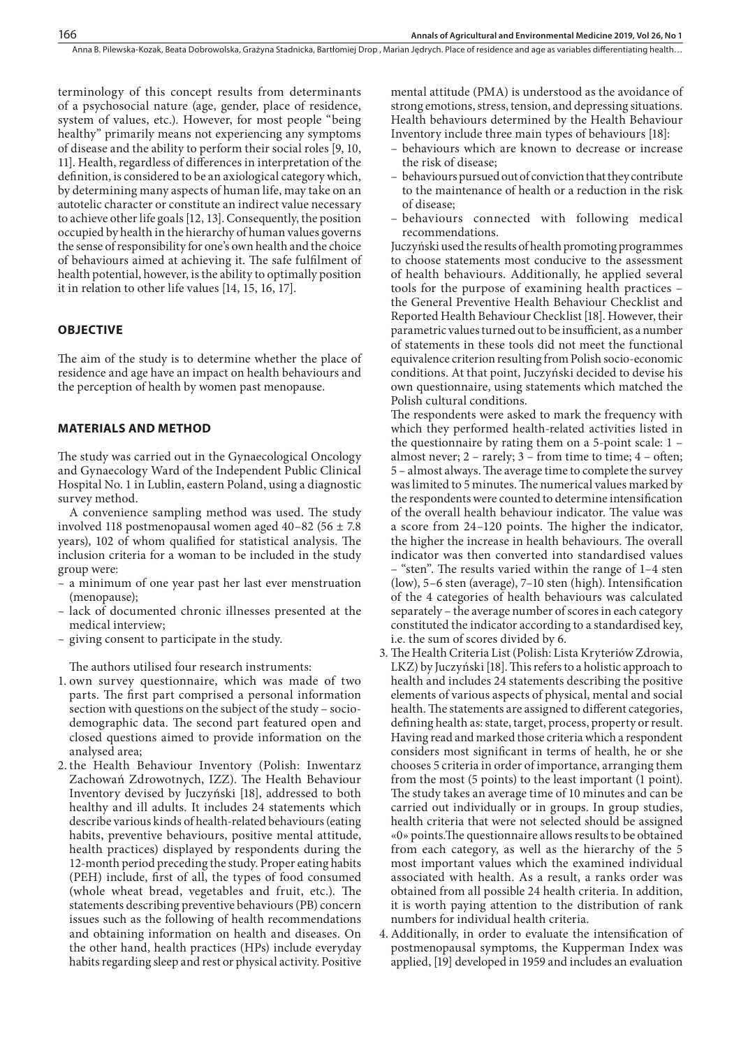terminology of this concept results from determinants of a psychosocial nature (age, gender, place of residence, system of values, etc.). However, for most people "being healthy" primarily means not experiencing any symptoms of disease and the ability to perform their social roles [9, 10, 11]. Health, regardless of differences in interpretation of the definition, is considered to be an axiological category which, by determining many aspects of human life, may take on an autotelic character or constitute an indirect value necessary to achieve other life goals [12, 13]. Consequently, the position occupied by health in the hierarchy of human values governs the sense of responsibility for one's own health and the choice of behaviours aimed at achieving it. The safe fulfilment of health potential, however, is the ability to optimally position it in relation to other life values [14, 15, 16, 17].

## OBJECTIVE

The aim of the study is to determine whether the place of residence and age have an impact on health behaviours and the perception of health by women past menopause.

## MATERIALS AND METHOD

The study was carried out in the Gynaecological Oncology and Gynaecology Ward of the Independent Public Clinical Hospital No. 1 in Lublin, eastern Poland, using a diagnostic survey method.

A convenience sampling method was used. The study involved 118 postmenopausal women aged 40–82 (56 ± 7.8 years), 102 of whom qualified for statistical analysis. The inclusion criteria for a woman to be included in the study group were:

- a minimum of one year past her last ever menstruation (menopause);
- lack of documented chronic illnesses presented at the medical interview;
- giving consent to participate in the study.

The authors utilised four research instruments:

1. own survey questionnaire, which was made of two parts. The first part comprised a personal information section with questions on the subject of the study – socio-demographic data. The second part featured open and closed questions aimed to provide information on the analysed area;
2. the Health Behaviour Inventory (Polish: Inwentarz Zachowań Zdrowotnych, IZZ). The Health Behaviour Inventory devised by Juczyński [18], addressed to both healthy and ill adults. It includes 24 statements which describe various kinds of health-related behaviours (eating habits, preventive behaviours, positive mental attitude, health practices) displayed by respondents during the 12-month period preceding the study. Proper eating habits (PEH) include, first of all, the types of food consumed (whole wheat bread, vegetables and fruit, etc.). The statements describing preventive behaviours (PB) concern issues such as the following of health recommendations and obtaining information on health and diseases. On the other hand, health practices (HPs) include everyday habits regarding sleep and rest or physical activity. Positive mental attitude (PMA) is understood as the avoidance of strong emotions, stress, tension, and depressing situations. Health behaviours determined by the Health Behaviour Inventory include three main types of behaviours [18]:
   - behaviours which are known to decrease or increase the risk of disease;
   - behaviours pursued out of conviction that they contribute to the maintenance of health or a reduction in the risk of disease;
   - behaviours connected with following medical recommendations.

   Juczyński used the results of health promoting programmes to choose statements most conducive to the assessment of health behaviours. Additionally, he applied several tools for the purpose of examining health practices – the General Preventive Health Behaviour Checklist and Reported Health Behaviour Checklist [18]. However, their parametric values turned out to be insufficient, as a number of statements in these tools did not meet the functional equivalence criterion resulting from Polish socio-economic conditions. At that point, Juczyński decided to devise his own questionnaire, using statements which matched the Polish cultural conditions.

   The respondents were asked to mark the frequency with which they performed health-related activities listed in the questionnaire by rating them on a 5-point scale: 1 – almost never; 2 – rarely; 3 – from time to time; 4 – often; 5 – almost always. The average time to complete the survey was limited to 5 minutes. The numerical values marked by the respondents were counted to determine intensification of the overall health behaviour indicator. The value was a score from 24–120 points. The higher the indicator, the higher the increase in health behaviours. The overall indicator was then converted into standardised values – "sten". The results varied within the range of 1–4 sten (low), 5–6 sten (average), 7–10 sten (high). Intensification of the 4 categories of health behaviours was calculated separately – the average number of scores in each category constituted the indicator according to a standardised key, i.e. the sum of scores divided by 6.
3. The Health Criteria List (Polish: Lista Kryteriów Zdrowia, LKZ) by Juczyński [18]. This refers to a holistic approach to health and includes 24 statements describing the positive elements of various aspects of physical, mental and social health. The statements are assigned to different categories, defining health as: state, target, process, property or result. Having read and marked those criteria which a respondent considers most significant in terms of health, he or she chooses 5 criteria in order of importance, arranging them from the most (5 points) to the least important (1 point). The study takes an average time of 10 minutes and can be carried out individually or in groups. In group studies, health criteria that were not selected should be assigned «0» points.The questionnaire allows results to be obtained from each category, as well as the hierarchy of the 5 most important values which the examined individual associated with health. As a result, a ranks order was obtained from all possible 24 health criteria. In addition, it is worth paying attention to the distribution of rank numbers for individual health criteria.
4. Additionally, in order to evaluate the intensification of postmenopausal symptoms, the Kupperman Index was applied, [19] developed in 1959 and includes an evaluation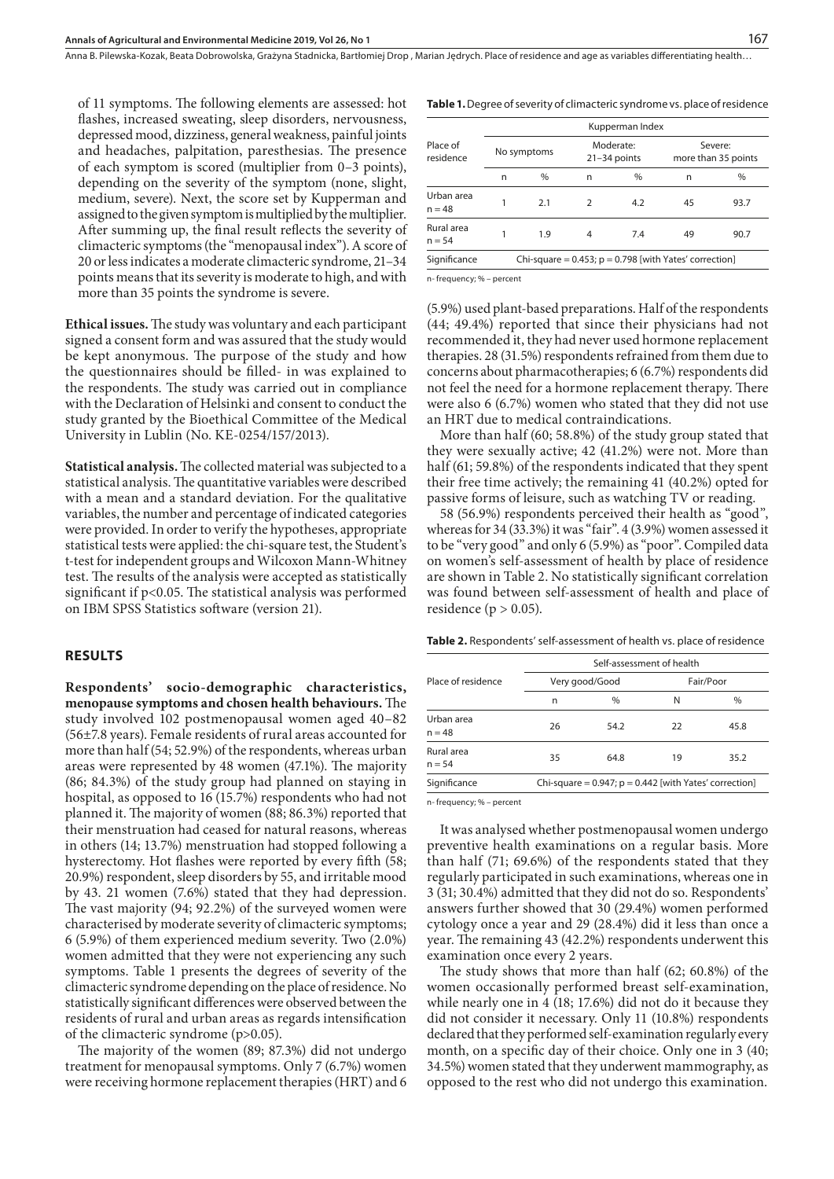of 11 symptoms. The following elements are assessed: hot flashes, increased sweating, sleep disorders, nervousness, depressed mood, dizziness, general weakness, painful joints and headaches, palpitation, paresthesias. The presence of each symptom is scored (multiplier from 0–3 points), depending on the severity of the symptom (none, slight, medium, severe). Next, the score set by Kupperman and assigned to the given symptom is multiplied by the multiplier. After summing up, the final result reflects the severity of climacteric symptoms (the "menopausal index"). A score of 20 or less indicates a moderate climacteric syndrome, 21–34 points means that its severity is moderate to high, and with more than 35 points the syndrome is severe.

**Ethical issues.** The study was voluntary and each participant signed a consent form and was assured that the study would be kept anonymous. The purpose of the study and how the questionnaires should be filled- in was explained to the respondents. The study was carried out in compliance with the Declaration of Helsinki and consent to conduct the study granted by the Bioethical Committee of the Medical University in Lublin (No. KE-0254/157/2013).

**Statistical analysis.** The collected material was subjected to a statistical analysis. The quantitative variables were described with a mean and a standard deviation. For the qualitative variables, the number and percentage of indicated categories were provided. In order to verify the hypotheses, appropriate statistical tests were applied: the chi-square test, the Student's t-test for independent groups and Wilcoxon Mann-Whitney test. The results of the analysis were accepted as statistically significant if $p<0.05$. The statistical analysis was performed on IBM SPSS Statistics software (version 21).

## RESULTS

**Respondents' socio-demographic characteristics, menopause symptoms and chosen health behaviours.** The study involved 102 postmenopausal women aged 40–82 (56±7.8 years). Female residents of rural areas accounted for more than half (54; 52.9%) of the respondents, whereas urban areas were represented by 48 women (47.1%). The majority (86; 84.3%) of the study group had planned on staying in hospital, as opposed to 16 (15.7%) respondents who had not planned it. The majority of women (88; 86.3%) reported that their menstruation had ceased for natural reasons, whereas in others (14; 13.7%) menstruation had stopped following a hysterectomy. Hot flashes were reported by every fifth (58; 20.9%) respondent, sleep disorders by 55, and irritable mood by 43. 21 women (7.6%) stated that they had depression. The vast majority (94; 92.2%) of the surveyed women were characterised by moderate severity of climacteric symptoms; 6 (5.9%) of them experienced medium severity. Two (2.0%) women admitted that they were not experiencing any such symptoms. Table 1 presents the degrees of severity of the climacteric syndrome depending on the place of residence. No statistically significant differences were observed between the residents of rural and urban areas as regards intensification of the climacteric syndrome ($p>0.05$).

The majority of the women (89; 87.3%) did not undergo treatment for menopausal symptoms. Only 7 (6.7%) women were receiving hormone replacement therapies (HRT) and 6

**Table 1.** Degree of severity of climacteric syndrome vs. place of residence

| Place of residence | Kupperman Index | | | | | |
|---|---|---|---|---|---|---|
| | No symptoms | | Moderate: 21–34 points | | Severe: more than 35 points | |
| | n | % | n | % | n | % |
| Urban area n = 48 | 1 | 2.1 | 2 | 4.2 | 45 | 93.7 |
| Rural area n = 54 | 1 | 1.9 | 4 | 7.4 | 49 | 90.7 |
| Significance | Chi-square = 0.453; p = 0.798 [with Yates' correction] | | | | | |

n- frequency; % – percent

(5.9%) used plant-based preparations. Half of the respondents (44; 49.4%) reported that since their physicians had not recommended it, they had never used hormone replacement therapies. 28 (31.5%) respondents refrained from them due to concerns about pharmacotherapies; 6 (6.7%) respondents did not feel the need for a hormone replacement therapy. There were also 6 (6.7%) women who stated that they did not use an HRT due to medical contraindications.

More than half (60; 58.8%) of the study group stated that they were sexually active; 42 (41.2%) were not. More than half (61; 59.8%) of the respondents indicated that they spent their free time actively; the remaining 41 (40.2%) opted for passive forms of leisure, such as watching TV or reading.

58 (56.9%) respondents perceived their health as "good", whereas for 34 (33.3%) it was "fair". 4 (3.9%) women assessed it to be "very good" and only 6 (5.9%) as "poor". Compiled data on women's self-assessment of health by place of residence are shown in Table 2. No statistically significant correlation was found between self-assessment of health and place of residence ($p > 0.05$).

**Table 2.** Respondents' self-assessment of health vs. place of residence

| Place of residence | Self-assessment of health | | | |
|---|---|---|---|---|
| | Very good/Good | | Fair/Poor | |
| | n | % | N | % |
| Urban area n = 48 | 26 | 54.2 | 22 | 45.8 |
| Rural area n = 54 | 35 | 64.8 | 19 | 35.2 |
| Significance | Chi-square = 0.947; p = 0.442 [with Yates' correction] | | | |

n- frequency; % – percent

It was analysed whether postmenopausal women undergo preventive health examinations on a regular basis. More than half (71; 69.6%) of the respondents stated that they regularly participated in such examinations, whereas one in 3 (31; 30.4%) admitted that they did not do so. Respondents' answers further showed that 30 (29.4%) women performed cytology once a year and 29 (28.4%) did it less than once a year. The remaining 43 (42.2%) respondents underwent this examination once every 2 years.

The study shows that more than half (62; 60.8%) of the women occasionally performed breast self-examination, while nearly one in 4 (18; 17.6%) did not do it because they did not consider it necessary. Only 11 (10.8%) respondents declared that they performed self-examination regularly every month, on a specific day of their choice. Only one in 3 (40; 34.5%) women stated that they underwent mammography, as opposed to the rest who did not undergo this examination.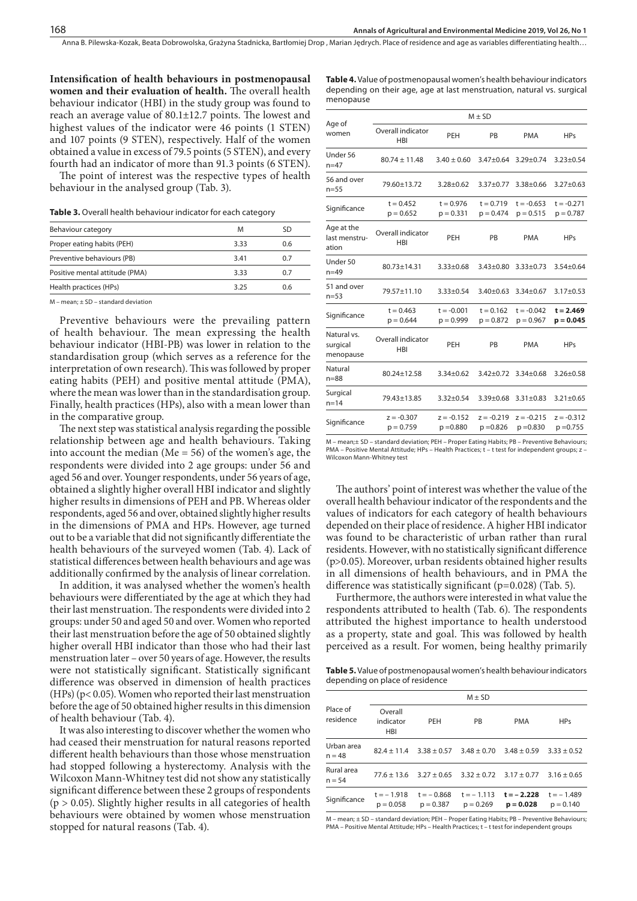**Intensification of health behaviours in postmenopausal women and their evaluation of health.** The overall health behaviour indicator (HBI) in the study group was found to reach an average value of 80.1±12.7 points. The lowest and highest values of the indicator were 46 points (1 STEN) and 107 points (9 STEN), respectively. Half of the women obtained a value in excess of 79.5 points (5 STEN), and every fourth had an indicator of more than 91.3 points (6 STEN).

The point of interest was the respective types of health behaviour in the analysed group (Tab. 3).

**Table 3.** Overall health behaviour indicator for each category

| Behaviour category | M | SD |
|---|---|---|
| Proper eating habits (PEH) | 3.33 | 0.6 |
| Preventive behaviours (PB) | 3.41 | 0.7 |
| Positive mental attitude (PMA) | 3.33 | 0.7 |
| Health practices (HPs) | 3.25 | 0.6 |

M – mean; ± SD – standard deviation

Preventive behaviours were the prevailing pattern of health behaviour. The mean expressing the health behaviour indicator (HBI-PB) was lower in relation to the standardisation group (which serves as a reference for the interpretation of own research). This was followed by proper eating habits (PEH) and positive mental attitude (PMA), where the mean was lower than in the standardisation group. Finally, health practices (HPs), also with a mean lower than in the comparative group.

The next step was statistical analysis regarding the possible relationship between age and health behaviours. Taking into account the median (Me = 56) of the women's age, the respondents were divided into 2 age groups: under 56 and aged 56 and over. Younger respondents, under 56 years of age, obtained a slightly higher overall HBI indicator and slightly higher results in dimensions of PEH and PB. Whereas older respondents, aged 56 and over, obtained slightly higher results in the dimensions of PMA and HPs. However, age turned out to be a variable that did not significantly differentiate the health behaviours of the surveyed women (Tab. 4). Lack of statistical differences between health behaviours and age was additionally confirmed by the analysis of linear correlation.

In addition, it was analysed whether the women's health behaviours were differentiated by the age at which they had their last menstruation. The respondents were divided into 2 groups: under 50 and aged 50 and over. Women who reported their last menstruation before the age of 50 obtained slightly higher overall HBI indicator than those who had their last menstruation later – over 50 years of age. However, the results were not statistically significant. Statistically significant difference was observed in dimension of health practices (HPs) ($p < 0.05$). Women who reported their last menstruation before the age of 50 obtained higher results in this dimension of health behaviour (Tab. 4).

It was also interesting to discover whether the women who had ceased their menstruation for natural reasons reported different health behaviours than those whose menstruation had stopped following a hysterectomy. Analysis with the Wilcoxon Mann-Whitney test did not show any statistically significant difference between these 2 groups of respondents ($p > 0.05$). Slightly higher results in all categories of health behaviours were obtained by women whose menstruation stopped for natural reasons (Tab. 4).

**Table 4.** Value of postmenopausal women's health behaviour indicators depending on their age, age at last menstruation, natural vs. surgical menopause

| Age of women | M ± SD | | | | |
|---|---|---|---|---|---|
| | Overall indicator HBI | PEH | PB | PMA | HPs |
| Under 56 n=47 | 80.74 ± 11.48 | 3.40 ± 0.60 | 3.47±0.64 | 3.29±0.74 | 3.23±0.54 |
| 56 and over n=55 | 79.60±13.72 | 3.28±0.62 | 3.37±0.77 | 3.38±0.66 | 3.27±0.63 |
| Significance | t = 0.452 p = 0.652 | t = 0.976 p = 0.331 | t = 0.719 p = 0.474 | t = -0.653 p = 0.515 | t = -0.271 p = 0.787 |
| **Age at the last menstruation** | **Overall indicator HBI** | **PEH** | **PB** | **PMA** | **HPs** |
| Under 50 n=49 | 80.73±14.31 | 3.33±0.68 | 3.43±0.80 | 3.33±0.73 | 3.54±0.64 |
| 51 and over n=53 | 79.57±11.10 | 3.33±0.54 | 3.40±0.63 | 3.34±0.67 | 3.17±0.53 |
| Significance | t = 0.463 p = 0.644 | t = -0.001 p = 0.999 | t = 0.162 p = 0.872 | t = -0.042 p = 0.967 | **t = 2.469 p = 0.045** |
| **Natural vs. surgical menopause** | **Overall indicator HBI** | **PEH** | **PB** | **PMA** | **HPs** |
| Natural n=88 | 80.24±12.58 | 3.34±0.62 | 3.42±0.72 | 3.34±0.68 | 3.26±0.58 |
| Surgical n=14 | 79.43±13.85 | 3.32±0.54 | 3.39±0.68 | 3.31±0.83 | 3.21±0.65 |
| Significance | z = -0.307 p = 0.759 | z = -0.152 p =0.880 | z = -0.219 p =0.826 | z = -0.215 p =0.830 | z = -0.312 p =0.755 |

M – mean;± SD – standard deviation; PEH – Proper Eating Habits; PB – Preventive Behaviours; PMA – Positive Mental Attitude; HPs – Health Practices; t – t test for independent groups; z – Wilcoxon Mann-Whitney test

The authors' point of interest was whether the value of the overall health behaviour indicator of the respondents and the values of indicators for each category of health behaviours depended on their place of residence. A higher HBI indicator was found to be characteristic of urban rather than rural residents. However, with no statistically significant difference ($p>0.05$). Moreover, urban residents obtained higher results in all dimensions of health behaviours, and in PMA the difference was statistically significant ($p=0.028$) (Tab. 5).

Furthermore, the authors were interested in what value the respondents attributed to health (Tab. 6). The respondents attributed the highest importance to health understood as a property, state and goal. This was followed by health perceived as a result. For women, being healthy primarily

**Table 5.** Value of postmenopausal women's health behaviour indicators depending on place of residence

| Place of residence | M ± SD | | | | |
|---|---|---|---|---|---|
| | Overall indicator HBI | PEH | PB | PMA | HPs |
| Urban area n = 48 | 82.4 ± 11.4 | 3.38 ± 0.57 | 3.48 ± 0.70 | 3.48 ± 0.59 | 3.33 ± 0.52 |
| Rural area n = 54 | 77.6 ± 13.6 | 3.27 ± 0.65 | 3.32 ± 0.72 | 3.17 ± 0.77 | 3.16 ± 0.65 |
| Significance | t = – 1.918 p = 0.058 | t = – 0.868 p = 0.387 | t = – 1.113 p = 0.269 | **t = – 2.228 p = 0.028** | t = – 1.489 p = 0.140 |

M – mean; ± SD – standard deviation; PEH – Proper Eating Habits; PB – Preventive Behaviours; PMA – Positive Mental Attitude; HPs – Health Practices; t – t test for independent groups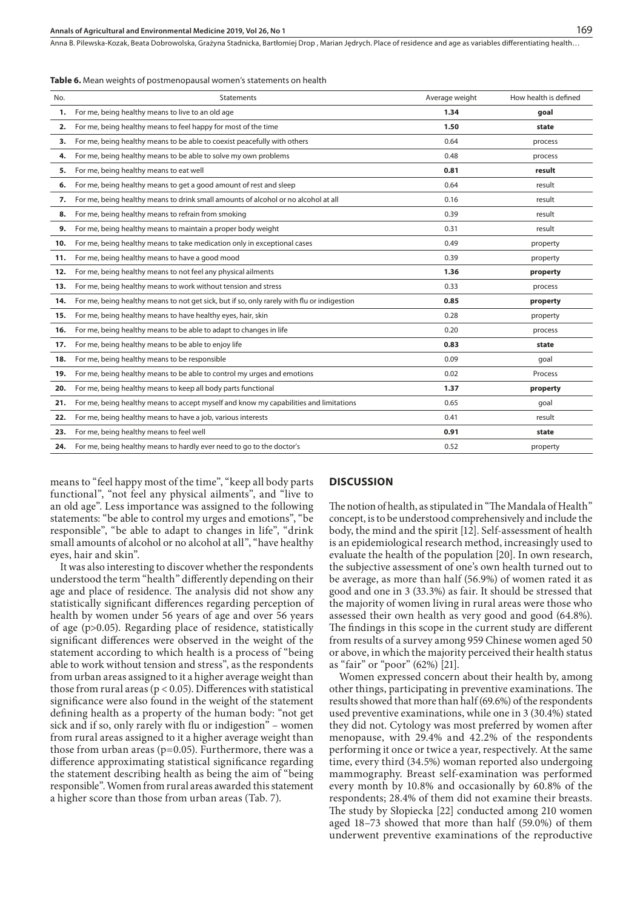**Table 6.** Mean weights of postmenopausal women's statements on health

| No. | Statements | Average weight | How health is defined |
|---|---|---|---|
| **1.** | For me, being healthy means to live to an old age | **1.34** | **goal** |
| **2.** | For me, being healthy means to feel happy for most of the time | **1.50** | **state** |
| **3.** | For me, being healthy means to be able to coexist peacefully with others | 0.64 | process |
| **4.** | For me, being healthy means to be able to solve my own problems | 0.48 | process |
| **5.** | For me, being healthy means to eat well | **0.81** | **result** |
| **6.** | For me, being healthy means to get a good amount of rest and sleep | 0.64 | result |
| **7.** | For me, being healthy means to drink small amounts of alcohol or no alcohol at all | 0.16 | result |
| **8.** | For me, being healthy means to refrain from smoking | 0.39 | result |
| **9.** | For me, being healthy means to maintain a proper body weight | 0.31 | result |
| **10.** | For me, being healthy means to take medication only in exceptional cases | 0.49 | property |
| **11.** | For me, being healthy means to have a good mood | 0.39 | property |
| **12.** | For me, being healthy means to not feel any physical ailments | **1.36** | **property** |
| **13.** | For me, being healthy means to work without tension and stress | 0.33 | process |
| **14.** | For me, being healthy means to not get sick, but if so, only rarely with flu or indigestion | **0.85** | **property** |
| **15.** | For me, being healthy means to have healthy eyes, hair, skin | 0.28 | property |
| **16.** | For me, being healthy means to be able to adapt to changes in life | 0.20 | process |
| **17.** | For me, being healthy means to be able to enjoy life | **0.83** | **state** |
| **18.** | For me, being healthy means to be responsible | 0.09 | goal |
| **19.** | For me, being healthy means to be able to control my urges and emotions | 0.02 | Process |
| **20.** | For me, being healthy means to keep all body parts functional | **1.37** | **property** |
| **21.** | For me, being healthy means to accept myself and know my capabilities and limitations | 0.65 | goal |
| **22.** | For me, being healthy means to have a job, various interests | 0.41 | result |
| **23.** | For me, being healthy means to feel well | **0.91** | **state** |
| **24.** | For me, being healthy means to hardly ever need to go to the doctor's | 0.52 | property |

means to "feel happy most of the time", "keep all body parts functional", "not feel any physical ailments", and "live to an old age". Less importance was assigned to the following statements: "be able to control my urges and emotions", "be responsible", "be able to adapt to changes in life", "drink small amounts of alcohol or no alcohol at all", "have healthy eyes, hair and skin".

It was also interesting to discover whether the respondents understood the term "health" differently depending on their age and place of residence. The analysis did not show any statistically significant differences regarding perception of health by women under 56 years of age and over 56 years of age ($p>0.05$). Regarding place of residence, statistically significant differences were observed in the weight of the statement according to which health is a process of "being able to work without tension and stress", as the respondents from urban areas assigned to it a higher average weight than those from rural areas ($p < 0.05$). Differences with statistical significance were also found in the weight of the statement defining health as a property of the human body: "not get sick and if so, only rarely with flu or indigestion" – women from rural areas assigned to it a higher average weight than those from urban areas ($p=0.05$). Furthermore, there was a difference approximating statistical significance regarding the statement describing health as being the aim of "being responsible". Women from rural areas awarded this statement a higher score than those from urban areas (Tab. 7).

## DISCUSSION

The notion of health, as stipulated in "The Mandala of Health" concept, is to be understood comprehensively and include the body, the mind and the spirit [12]. Self-assessment of health is an epidemiological research method, increasingly used to evaluate the health of the population [20]. In own research, the subjective assessment of one's own health turned out to be average, as more than half (56.9%) of women rated it as good and one in 3 (33.3%) as fair. It should be stressed that the majority of women living in rural areas were those who assessed their own health as very good and good (64.8%). The findings in this scope in the current study are different from results of a survey among 959 Chinese women aged 50 or above, in which the majority perceived their health status as "fair" or "poor" (62%) [21].

Women expressed concern about their health by, among other things, participating in preventive examinations. The results showed that more than half (69.6%) of the respondents used preventive examinations, while one in 3 (30.4%) stated they did not. Cytology was most preferred by women after menopause, with 29.4% and 42.2% of the respondents performing it once or twice a year, respectively. At the same time, every third (34.5%) woman reported also undergoing mammography. Breast self-examination was performed every month by 10.8% and occasionally by 60.8% of the respondents; 28.4% of them did not examine their breasts. The study by Słopiecka [22] conducted among 210 women aged 18–73 showed that more than half (59.0%) of them underwent preventive examinations of the reproductive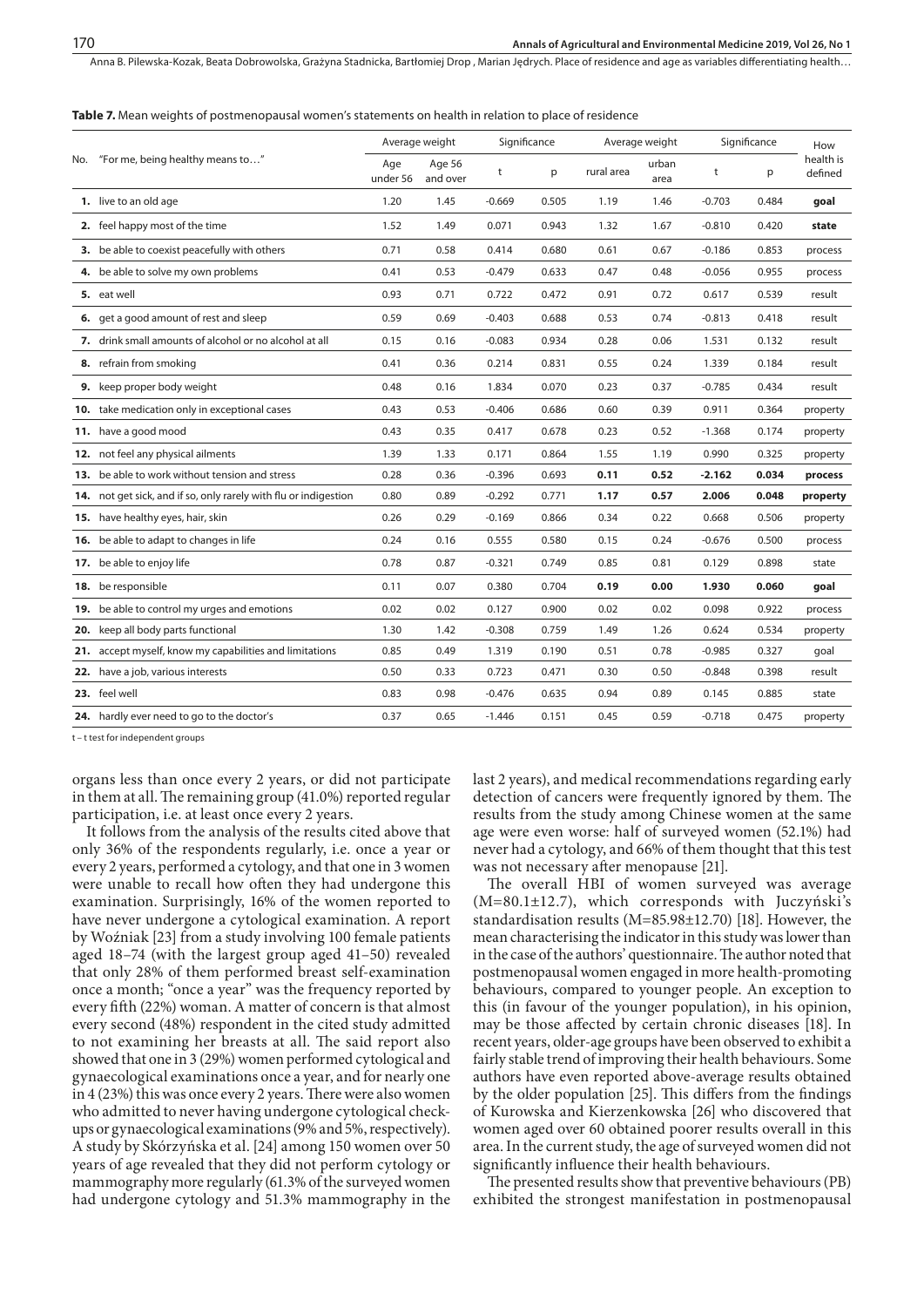**Table 7.** Mean weights of postmenopausal women's statements on health in relation to place of residence

| No. | "For me, being healthy means to…" | Average weight | | Significance | | Average weight | | Significance | | How health is defined |
|---|---|---|---|---|---|---|---|---|---|---|
| | | Age under 56 | Age 56 and over | t | p | rural area | urban area | t | p | |
| **1.** | live to an old age | 1.20 | 1.45 | -0.669 | 0.505 | 1.19 | 1.46 | -0.703 | 0.484 | **goal** |
| **2.** | feel happy most of the time | 1.52 | 1.49 | 0.071 | 0.943 | 1.32 | 1.67 | -0.810 | 0.420 | **state** |
| **3.** | be able to coexist peacefully with others | 0.71 | 0.58 | 0.414 | 0.680 | 0.61 | 0.67 | -0.186 | 0.853 | process |
| **4.** | be able to solve my own problems | 0.41 | 0.53 | -0.479 | 0.633 | 0.47 | 0.48 | -0.056 | 0.955 | process |
| **5.** | eat well | 0.93 | 0.71 | 0.722 | 0.472 | 0.91 | 0.72 | 0.617 | 0.539 | result |
| **6.** | get a good amount of rest and sleep | 0.59 | 0.69 | -0.403 | 0.688 | 0.53 | 0.74 | -0.813 | 0.418 | result |
| **7.** | drink small amounts of alcohol or no alcohol at all | 0.15 | 0.16 | -0.083 | 0.934 | 0.28 | 0.06 | 1.531 | 0.132 | result |
| **8.** | refrain from smoking | 0.41 | 0.36 | 0.214 | 0.831 | 0.55 | 0.24 | 1.339 | 0.184 | result |
| **9.** | keep proper body weight | 0.48 | 0.16 | 1.834 | 0.070 | 0.23 | 0.37 | -0.785 | 0.434 | result |
| **10.** | take medication only in exceptional cases | 0.43 | 0.53 | -0.406 | 0.686 | 0.60 | 0.39 | 0.911 | 0.364 | property |
| **11.** | have a good mood | 0.43 | 0.35 | 0.417 | 0.678 | 0.23 | 0.52 | -1.368 | 0.174 | property |
| **12.** | not feel any physical ailments | 1.39 | 1.33 | 0.171 | 0.864 | 1.55 | 1.19 | 0.990 | 0.325 | property |
| **13.** | be able to work without tension and stress | 0.28 | 0.36 | -0.396 | 0.693 | **0.11** | **0.52** | **-2.162** | **0.034** | **process** |
| **14.** | not get sick, and if so, only rarely with flu or indigestion | 0.80 | 0.89 | -0.292 | 0.771 | **1.17** | **0.57** | **2.006** | **0.048** | **property** |
| **15.** | have healthy eyes, hair, skin | 0.26 | 0.29 | -0.169 | 0.866 | 0.34 | 0.22 | 0.668 | 0.506 | property |
| **16.** | be able to adapt to changes in life | 0.24 | 0.16 | 0.555 | 0.580 | 0.15 | 0.24 | -0.676 | 0.500 | process |
| **17.** | be able to enjoy life | 0.78 | 0.87 | -0.321 | 0.749 | 0.85 | 0.81 | 0.129 | 0.898 | state |
| **18.** | be responsible | 0.11 | 0.07 | 0.380 | 0.704 | **0.19** | **0.00** | **1.930** | **0.060** | **goal** |
| **19.** | be able to control my urges and emotions | 0.02 | 0.02 | 0.127 | 0.900 | 0.02 | 0.02 | 0.098 | 0.922 | process |
| **20.** | keep all body parts functional | 1.30 | 1.42 | -0.308 | 0.759 | 1.49 | 1.26 | 0.624 | 0.534 | property |
| **21.** | accept myself, know my capabilities and limitations | 0.85 | 0.49 | 1.319 | 0.190 | 0.51 | 0.78 | -0.985 | 0.327 | goal |
| **22.** | have a job, various interests | 0.50 | 0.33 | 0.723 | 0.471 | 0.30 | 0.50 | -0.848 | 0.398 | result |
| **23.** | feel well | 0.83 | 0.98 | -0.476 | 0.635 | 0.94 | 0.89 | 0.145 | 0.885 | state |
| **24.** | hardly ever need to go to the doctor's | 0.37 | 0.65 | -1.446 | 0.151 | 0.45 | 0.59 | -0.718 | 0.475 | property |

t – t test for independent groups

organs less than once every 2 years, or did not participate in them at all. The remaining group (41.0%) reported regular participation, i.e. at least once every 2 years.

It follows from the analysis of the results cited above that only 36% of the respondents regularly, i.e. once a year or every 2 years, performed a cytology, and that one in 3 women were unable to recall how often they had undergone this examination. Surprisingly, 16% of the women reported to have never undergone a cytological examination. A report by Woźniak [23] from a study involving 100 female patients aged 18–74 (with the largest group aged 41–50) revealed that only 28% of them performed breast self-examination once a month; "once a year" was the frequency reported by every fifth (22%) woman. A matter of concern is that almost every second (48%) respondent in the cited study admitted to not examining her breasts at all. The said report also showed that one in 3 (29%) women performed cytological and gynaecological examinations once a year, and for nearly one in 4 (23%) this was once every 2 years. There were also women who admitted to never having undergone cytological check-ups or gynaecological examinations (9% and 5%, respectively). A study by Skórzyńska et al. [24] among 150 women over 50 years of age revealed that they did not perform cytology or mammography more regularly (61.3% of the surveyed women had undergone cytology and 51.3% mammography in the last 2 years), and medical recommendations regarding early detection of cancers were frequently ignored by them. The results from the study among Chinese women at the same age were even worse: half of surveyed women (52.1%) had never had a cytology, and 66% of them thought that this test was not necessary after menopause [21].

The overall HBI of women surveyed was average (M=80.1±12.7), which corresponds with Juczyński's standardisation results (M=85.98±12.70) [18]. However, the mean characterising the indicator in this study was lower than in the case of the authors' questionnaire. The author noted that postmenopausal women engaged in more health-promoting behaviours, compared to younger people. An exception to this (in favour of the younger population), in his opinion, may be those affected by certain chronic diseases [18]. In recent years, older-age groups have been observed to exhibit a fairly stable trend of improving their health behaviours. Some authors have even reported above-average results obtained by the older population [25]. This differs from the findings of Kurowska and Kierzenkowska [26] who discovered that women aged over 60 obtained poorer results overall in this area. In the current study, the age of surveyed women did not significantly influence their health behaviours.

The presented results show that preventive behaviours (PB) exhibited the strongest manifestation in postmenopausal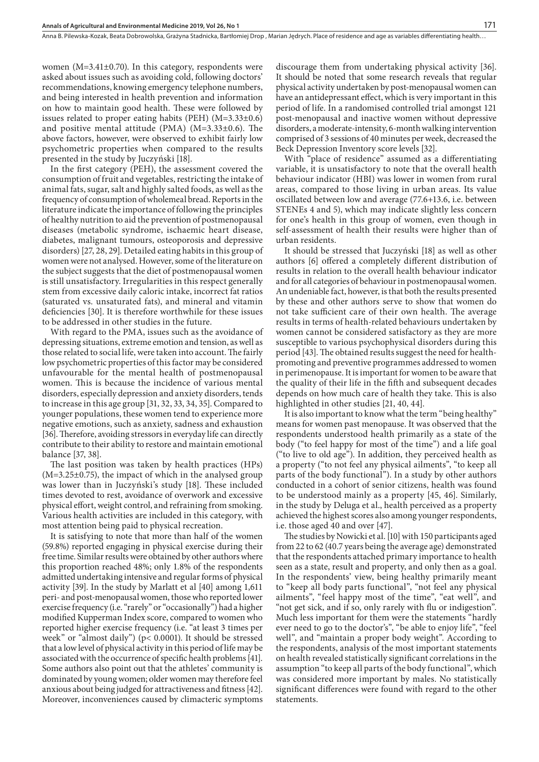women (M=3.41±0.70). In this category, respondents were asked about issues such as avoiding cold, following doctors' recommendations, knowing emergency telephone numbers, and being interested in health prevention and information on how to maintain good health. These were followed by issues related to proper eating habits (PEH) (M=3.33±0.6) and positive mental attitude (PMA) (M=3.33±0.6). The above factors, however, were observed to exhibit fairly low psychometric properties when compared to the results presented in the study by Juczyński [18].

In the first category (PEH), the assessment covered the consumption of fruit and vegetables, restricting the intake of animal fats, sugar, salt and highly salted foods, as well as the frequency of consumption of wholemeal bread. Reports in the literature indicate the importance of following the principles of healthy nutrition to aid the prevention of postmenopausal diseases (metabolic syndrome, ischaemic heart disease, diabetes, malignant tumours, osteoporosis and depressive disorders) [27, 28, 29]. Detailed eating habits in this group of women were not analysed. However, some of the literature on the subject suggests that the diet of postmenopausal women is still unsatisfactory. Irregularities in this respect generally stem from excessive daily caloric intake, incorrect fat ratios (saturated vs. unsaturated fats), and mineral and vitamin deficiencies [30]. It is therefore worthwhile for these issues to be addressed in other studies in the future.

With regard to the PMA, issues such as the avoidance of depressing situations, extreme emotion and tension, as well as those related to social life, were taken into account. The fairly low psychometric properties of this factor may be considered unfavourable for the mental health of postmenopausal women. This is because the incidence of various mental disorders, especially depression and anxiety disorders, tends to increase in this age group [31, 32, 33, 34, 35]. Compared to younger populations, these women tend to experience more negative emotions, such as anxiety, sadness and exhaustion [36]. Therefore, avoiding stressors in everyday life can directly contribute to their ability to restore and maintain emotional balance [37, 38].

The last position was taken by health practices (HPs) (M=3.25±0.75), the impact of which in the analysed group was lower than in Juczyński's study [18]. These included times devoted to rest, avoidance of overwork and excessive physical effort, weight control, and refraining from smoking. Various health activities are included in this category, with most attention being paid to physical recreation.

It is satisfying to note that more than half of the women (59.8%) reported engaging in physical exercise during their free time. Similar results were obtained by other authors where this proportion reached 48%; only 1.8% of the respondents admitted undertaking intensive and regular forms of physical activity [39]. In the study by Marlatt et al [40] among 1,611 peri- and post-menopausal women, those who reported lower exercise frequency (i.e. "rarely" or "occasionally") had a higher modified Kupperman Index score, compared to women who reported higher exercise frequency (i.e. "at least 3 times per week" or "almost daily") ($p< 0.0001$). It should be stressed that a low level of physical activity in this period of life may be associated with the occurrence of specific health problems [41]. Some authors also point out that the athletes' community is dominated by young women; older women may therefore feel anxious about being judged for attractiveness and fitness [42]. Moreover, inconveniences caused by climacteric symptoms discourage them from undertaking physical activity [36]. It should be noted that some research reveals that regular physical activity undertaken by post-menopausal women can have an antidepressant effect, which is very important in this period of life. In a randomised controlled trial amongst 121 post-menopausal and inactive women without depressive disorders, a moderate-intensity, 6-month walking intervention comprised of 3 sessions of 40 minutes per week, decreased the Beck Depression Inventory score levels [32].

With "place of residence" assumed as a differentiating variable, it is unsatisfactory to note that the overall health behaviour indicator (HBI) was lower in women from rural areas, compared to those living in urban areas. Its value oscillated between low and average (77.6+13.6, i.e. between STENEs 4 and 5), which may indicate slightly less concern for one's health in this group of women, even though in self-assessment of health their results were higher than of urban residents.

It should be stressed that Juczyński [18] as well as other authors [6] offered a completely different distribution of results in relation to the overall health behaviour indicator and for all categories of behaviour in postmenopausal women. An undeniable fact, however, is that both the results presented by these and other authors serve to show that women do not take sufficient care of their own health. The average results in terms of health-related behaviours undertaken by women cannot be considered satisfactory as they are more susceptible to various psychophysical disorders during this period [43]. The obtained results suggest the need for health-promoting and preventive programmes addressed to women in perimenopause. It is important for women to be aware that the quality of their life in the fifth and subsequent decades depends on how much care of health they take. This is also highlighted in other studies [21, 40, 44].

It is also important to know what the term "being healthy" means for women past menopause. It was observed that the respondents understood health primarily as a state of the body ("to feel happy for most of the time") and a life goal ("to live to old age"). In addition, they perceived health as a property ("to not feel any physical ailments", "to keep all parts of the body functional"). In a study by other authors conducted in a cohort of senior citizens, health was found to be understood mainly as a property [45, 46]. Similarly, in the study by Deluga et al., health perceived as a property achieved the highest scores also among younger respondents, i.e. those aged 40 and over [47].

The studies by Nowicki et al. [10] with 150 participants aged from 22 to 62 (40.7 years being the average age) demonstrated that the respondents attached primary importance to health seen as a state, result and property, and only then as a goal. In the respondents' view, being healthy primarily meant to "keep all body parts functional", "not feel any physical ailments", "feel happy most of the time", "eat well", and "not get sick, and if so, only rarely with flu or indigestion". Much less important for them were the statements "hardly ever need to go to the doctor's", "be able to enjoy life", "feel well", and "maintain a proper body weight". According to the respondents, analysis of the most important statements on health revealed statistically significant correlations in the assumption "to keep all parts of the body functional", which was considered more important by males. No statistically significant differences were found with regard to the other statements.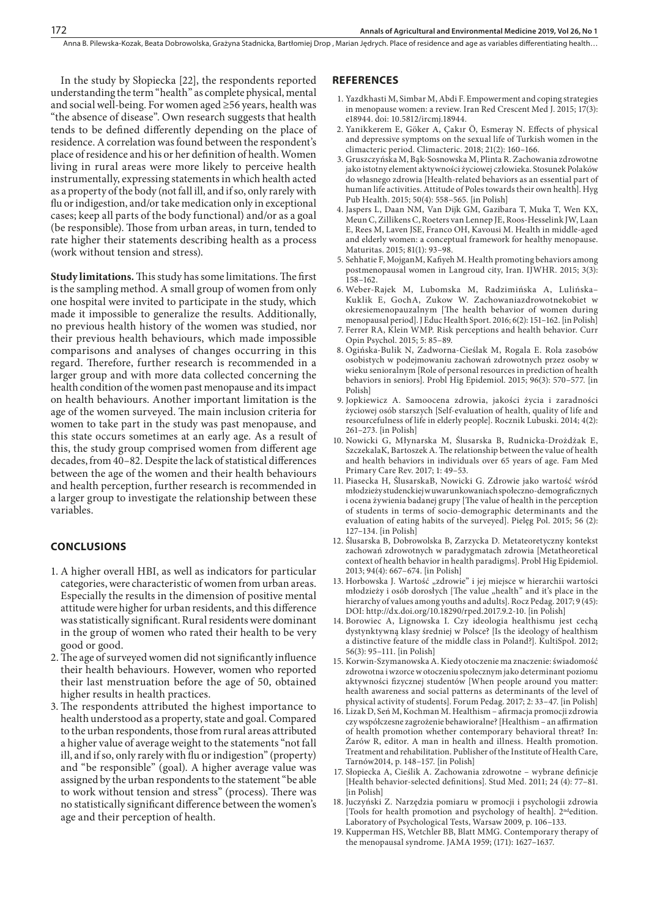In the study by Słopiecka [22], the respondents reported understanding the term "health" as complete physical, mental and social well-being. For women aged ≥56 years, health was "the absence of disease". Own research suggests that health tends to be defined differently depending on the place of residence. A correlation was found between the respondent's place of residence and his or her definition of health. Women living in rural areas were more likely to perceive health instrumentally, expressing statements in which health acted as a property of the body (not fall ill, and if so, only rarely with flu or indigestion, and/or take medication only in exceptional cases; keep all parts of the body functional) and/or as a goal (be responsible). Those from urban areas, in turn, tended to rate higher their statements describing health as a process (work without tension and stress).

**Study limitations.** This study has some limitations. The first is the sampling method. A small group of women from only one hospital were invited to participate in the study, which made it impossible to generalize the results. Additionally, no previous health history of the women was studied, nor their previous health behaviours, which made impossible comparisons and analyses of changes occurring in this regard. Therefore, further research is recommended in a larger group and with more data collected concerning the health condition of the women past menopause and its impact on health behaviours. Another important limitation is the age of the women surveyed. The main inclusion criteria for women to take part in the study was past menopause, and this state occurs sometimes at an early age. As a result of this, the study group comprised women from different age decades, from 40–82. Despite the lack of statistical differences between the age of the women and their health behaviours and health perception, further research is recommended in a larger group to investigate the relationship between these variables.

## CONCLUSIONS

1. A higher overall HBI, as well as indicators for particular categories, were characteristic of women from urban areas. Especially the results in the dimension of positive mental attitude were higher for urban residents, and this difference was statistically significant. Rural residents were dominant in the group of women who rated their health to be very good or good.
2. The age of surveyed women did not significantly influence their health behaviours. However, women who reported their last menstruation before the age of 50, obtained higher results in health practices.
3. The respondents attributed the highest importance to health understood as a property, state and goal. Compared to the urban respondents, those from rural areas attributed a higher value of average weight to the statements "not fall ill, and if so, only rarely with flu or indigestion" (property) and "be responsible" (goal). A higher average value was assigned by the urban respondents to the statement "be able to work without tension and stress" (process). There was no statistically significant difference between the women's age and their perception of health.

## REFERENCES

1. Yazdkhasti M, Simbar M, Abdi F. Empowerment and coping strategies in menopause women: a review. Iran Red Crescent Med J. 2015; 17(3): e18944. doi: 10.5812/ircmj.18944.
2. Yanikkerem E, Göker A, Çakır Ö, Esmeray N. Effects of physical and depressive symptoms on the sexual life of Turkish women in the climacteric period. Climacteric. 2018; 21(2): 160–166.
3. Gruszczyńska M, Bąk-Sosnowska M, Plinta R. Zachowania zdrowotne jako istotny element aktywności życiowej człowieka. Stosunek Polaków do własnego zdrowia [Health-related behaviors as an essential part of human life activities. Attitude of Poles towards their own health]. Hyg Pub Health. 2015; 50(4): 558–565. [in Polish]
4. Jaspers L, Daan NM, Van Dijk GM, Gazibara T, Muka T, Wen KX, Meun C, Zillikens C, Roeters van Lennep JE, Roos-Hesselink JW, Laan E, Rees M, Laven JSE, Franco OH, Kavousi M. Health in middle-aged and elderly women: a conceptual framework for healthy menopause. Maturitas. 2015; 81(1): 93–98.
5. Sehhatie F, MojganM, Kafiyeh M. Health promoting behaviors among postmenopausal women in Langroud city, Iran. IJWHR. 2015; 3(3): 158–162.
6. Weber-Rajek M, Lubomska M, Radzimińska A, Lulińska–Kuklik E, GochA, Zukow W. Zachowaniazdrowotnekobiet w okresiemenopauzalnym [The health behavior of women during menopausal period]. J Educ Health Sport. 2016; 6(2): 151–162. [in Polish]
7. Ferrer RA, Klein WMP. Risk perceptions and health behavior. Curr Opin Psychol. 2015; 5: 85–89.
8. Ogińska-Bulik N, Zadworna-Cieślak M, Rogala E. Rola zasobów osobistych w podejmowaniu zachowań zdrowotnych przez osoby w wieku senioralnym [Role of personal resources in prediction of health behaviors in seniors]. Probl Hig Epidemiol. 2015; 96(3): 570–577. [in Polish]
9. Jopkiewicz A. Samoocena zdrowia, jakości życia i zaradności życiowej osób starszych [Self-evaluation of health, quality of life and resourcefulness of life in elderly people]. Rocznik Lubuski. 2014; 4(2): 261–273. [in Polish]
10. Nowicki G, Młynarska M, Ślusarska B, Rudnicka-Drożdżak E, SzczekalaK, Bartoszek A. The relationship between the value of health and health behaviors in individuals over 65 years of age. Fam Med Primary Care Rev. 2017; 1: 49–53.
11. Piasecka H, ŚlusarskaB, Nowicki G. Zdrowie jako wartość wśród młodzieży studenckiej w uwarunkowaniach społeczno-demograficznych i ocena żywienia badanej grupy [The value of health in the perception of students in terms of socio-demographic determinants and the evaluation of eating habits of the surveyed]. Pielęg Pol. 2015; 56 (2): 127–134. [in Polish]
12. Ślusarska B, Dobrowolska B, Zarzycka D. Metateoretyczny kontekst zachowań zdrowotnych w paradygmatach zdrowia [Metatheoretical context of health behavior in health paradigms]. Probl Hig Epidemiol. 2013; 94(4): 667–674. [in Polish]
13. Horbowska J. Wartość „zdrowie" i jej miejsce w hierarchii wartości młodzieży i osób dorosłych [The value „health" and it's place in the hierarchy of values among youths and adults]. Rocz Pedag. 2017; 9 (45): DOI: http://dx.doi.org/10.18290/rped.2017.9.2-10. [in Polish]
14. Borowiec A, Lignowska I. Czy ideologia healthismu jest cechą dystynktywną klasy średniej w Polsce? [Is the ideology of healthism a distinctive feature of the middle class in Poland?]. KultiSpoł. 2012; 56(3): 95–111. [in Polish]
15. Korwin-Szymanowska A. Kiedy otoczenie ma znaczenie: świadomość zdrowotna i wzorce w otoczeniu społecznym jako determinant poziomu aktywności fizycznej studentów [When people around you matter: health awareness and social patterns as determinants of the level of physical activity of students]. Forum Pedag. 2017; 2: 33–47. [in Polish]
16. Lizak D, Seń M, Kochman M. Healthism – afirmacja promocji zdrowia czy współczesne zagrożenie behawioralne? [Healthism – an affirmation of health promotion whether contemporary behavioral threat? In: Żarów R, editor. A man in health and illness. Health promotion. Treatment and rehabilitation. Publisher of the Institute of Health Care, Tarnów2014, p. 148–157. [in Polish]
17. Słopiecka A, Cieślik A. Zachowania zdrowotne – wybrane definicje [Health behavior-selected definitions]. Stud Med. 2011; 24 (4): 77–81. [in Polish]
18. Juczyński Z. Narzędzia pomiaru w promocji i psychologii zdrowia [Tools for health promotion and psychology of health]. 2nd edition. Laboratory of Psychological Tests, Warsaw 2009, p. 106–133.
19. Kupperman HS, Wetchler BB, Blatt MMG. Contemporary therapy of the menopausal syndrome. JAMA 1959; (171): 1627–1637.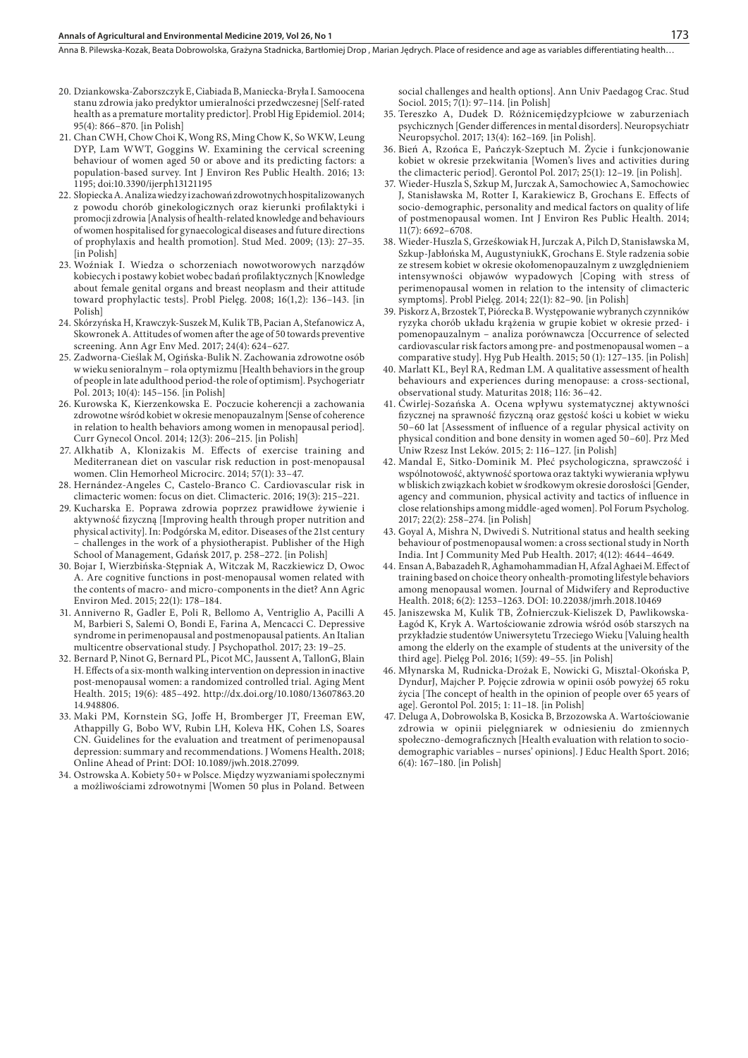20. Dziankowska-Zaborszczyk E, Ciabiada B, Maniecka-Bryła I. Samoocena stanu zdrowia jako predyktor umieralności przedwczesnej [Self-rated health as a premature mortality predictor]. Probl Hig Epidemiol. 2014; 95(4): 866–870. [in Polish]
21. Chan CWH, Chow Choi K, Wong RS, Ming Chow K, So WKW, Leung DYP, Lam WWT, Goggins W. Examining the cervical screening behaviour of women aged 50 or above and its predicting factors: a population-based survey. Int J Environ Res Public Health. 2016; 13: 1195; doi:10.3390/ijerph13121195
22. Słopiecka A. Analiza wiedzy i zachowań zdrowotnych hospitalizowanych z powodu chorób ginekologicznych oraz kierunki profilaktyki i promocji zdrowia [Analysis of health-related knowledge and behaviours of women hospitalised for gynaecological diseases and future directions of prophylaxis and health promotion]. Stud Med. 2009; (13): 27–35. [in Polish]
23. Woźniak I. Wiedza o schorzeniach nowotworowych narządów kobiecych i postawy kobiet wobec badań profilaktycznych [Knowledge about female genital organs and breast neoplasm and their attitude toward prophylactic tests]. Probl Pielęg. 2008; 16(1,2): 136–143. [in Polish]
24. Skórzyńska H, Krawczyk-Suszek M, Kulik TB, Pacian A, Stefanowicz A, Skowronek A. Attitudes of women after the age of 50 towards preventive screening. Ann Agr Env Med. 2017; 24(4): 624–627.
25. Zadworna-Cieślak M, Ogińska-Bulik N. Zachowania zdrowotne osób w wieku senioralnym – rola optymizmu [Health behaviors in the group of people in late adulthood period-the role of optimism]. Psychogeriatr Pol. 2013; 10(4): 145–156. [in Polish]
26. Kurowska K, Kierzenkowska E. Poczucie koherencji a zachowania zdrowotne wśród kobiet w okresie menopauzalnym [Sense of coherence in relation to health behaviors among women in menopausal period]. Curr Gynecol Oncol. 2014; 12(3): 206–215. [in Polish]
27. Alkhatib A, Klonizakis M. Effects of exercise training and Mediterranean diet on vascular risk reduction in post-menopausal women. Clin Hemorheol Microcirc. 2014; 57(1): 33–47.
28. Hernández-Angeles C, Castelo-Branco C. Cardiovascular risk in climacteric women: focus on diet. Climacteric. 2016; 19(3): 215–221.
29. Kucharska E. Poprawa zdrowia poprzez prawidłowe żywienie i aktywność fizyczną [Improving health through proper nutrition and physical activity]. In: Podgórska M, editor. Diseases of the 21st century – challenges in the work of a physiotherapist. Publisher of the High School of Management, Gdańsk 2017, p. 258–272. [in Polish]
30. Bojar I, Wierzbińska-Stępniak A, Witczak M, Raczkiewicz D, Owoc A. Are cognitive functions in post-menopausal women related with the contents of macro- and micro-components in the diet? Ann Agric Environ Med. 2015; 22(1): 178–184.
31. Anniverno R, Gadler E, Poli R, Bellomo A, Ventriglio A, Pacilli A M, Barbieri S, Salemi O, Bondi E, Farina A, Mencacci C. Depressive syndrome in perimenopausal and postmenopausal patients. An Italian multicentre observational study. J Psychopathol. 2017; 23: 19–25.
32. Bernard P, Ninot G, Bernard PL, Picot MC, Jaussent A, TallonG, Blain H. Effects of a six-month walking intervention on depression in inactive post-menopausal women: a randomized controlled trial. Aging Ment Health. 2015; 19(6): 485–492. http://dx.doi.org/10.1080/13607863.2014.948806.
33. Maki PM, Kornstein SG, Joffe H, Bromberger JT, Freeman EW, Athappilly G, Bobo WV, Rubin LH, Koleva HK, Cohen LS, Soares CN. Guidelines for the evaluation and treatment of perimenopausal depression: summary and recommendations. J Womens Health**.** 2018; Online Ahead of Print: DOI: 10.1089/jwh.2018.27099.
34. Ostrowska A. Kobiety 50+ w Polsce. Między wyzwaniami społecznymi a możliwościami zdrowotnymi [Women 50 plus in Poland. Between social challenges and health options]. Ann Univ Paedagog Crac. Stud Sociol. 2015; 7(1): 97–114. [in Polish]
35. Tereszko A, Dudek D. Różnicemiędzypłciowe w zaburzeniach psychicznych [Gender differences in mental disorders]. Neuropsychiatr Neuropsychol. 2017; 13(4): 162–169. [in Polish].
36. Bień A, Rzońca E, Pańczyk-Szeptuch M. Życie i funkcjonowanie kobiet w okresie przekwitania [Women's lives and activities during the climacteric period]. Gerontol Pol. 2017; 25(1): 12–19. [in Polish].
37. Wieder-Huszla S, Szkup M, Jurczak A, Samochowiec A, Samochowiec J, Stanisławska M, Rotter I, Karakiewicz B, Grochans E. Effects of socio-demographic, personality and medical factors on quality of life of postmenopausal women. Int J Environ Res Public Health. 2014; 11(7): 6692–6708.
38. Wieder-Huszla S, Grześkowiak H, Jurczak A, Pilch D, Stanisławska M, Szkup-Jabłońska M, AugustyniukK, Grochans E. Style radzenia sobie ze stresem kobiet w okresie okołomenopauzalnym z uwzględnieniem intensywności objawów wypadowych [Coping with stress of perimenopausal women in relation to the intensity of climacteric symptoms]. Probl Pielęg. 2014; 22(1): 82–90. [in Polish]
39. Piskorz A, Brzostek T, Piórecka B. Występowanie wybranych czynników ryzyka chorób układu krążenia w grupie kobiet w okresie przed- i pomenopauzalnym – analiza porównawcza [Occurrence of selected cardiovascular risk factors among pre- and postmenopausal women – a comparative study]. Hyg Pub Health. 2015; 50 (1): 127–135. [in Polish]
40. Marlatt KL, Beyl RA, Redman LM. A qualitative assessment of health behaviours and experiences during menopause: a cross-sectional, observational study. Maturitas 2018; 116: 36–42.
41. Ćwirlej-Sozańska A. Ocena wpływu systematycznej aktywności fizycznej na sprawność fizyczną oraz gęstość kości u kobiet w wieku 50–60 lat [Assessment of influence of a regular physical activity on physical condition and bone density in women aged 50–60]. Prz Med Uniw Rzesz Inst Leków. 2015; 2: 116–127. [in Polish]
42. Mandal E, Sitko-Dominik M. Płeć psychologiczna, sprawczość i wspólnotowość, aktywność sportowa oraz taktyki wywierania wpływu w bliskich związkach kobiet w środkowym okresie dorosłości [Gender, agency and communion, physical activity and tactics of influence in close relationships among middle-aged women]. Pol Forum Psycholog. 2017; 22(2): 258–274. [in Polish]
43. Goyal A, Mishra N, Dwivedi S. Nutritional status and health seeking behaviour of postmenopausal women: a cross sectional study in North India. Int J Community Med Pub Health. 2017; 4(12): 4644–4649.
44. Ensan A, Babazadeh R, Aghamohammadian H, Afzal Aghaei M. Effect of training based on choice theory onhealth-promoting lifestyle behaviors among menopausal women. Journal of Midwifery and Reproductive Health. 2018; 6(2): 1253–1263. DOI: 10.22038/jmrh.2018.10469
45. Janiszewska M, Kulik TB, Żołnierczuk-Kieliszek D, Pawlikowska-Łagód K, Kryk A. Wartościowanie zdrowia wśród osób starszych na przykładzie studentów Uniwersytetu Trzeciego Wieku [Valuing health among the elderly on the example of students at the university of the third age]. Pieleg Pol. 2016; 1(59): 49–55. [in Polish]
46. Młynarska M, Rudnicka-Drożak E, Nowicki G, Misztal-Okońska P, DyndurJ, Majcher P. Pojęcie zdrowia w opinii osób powyżej 65 roku życia [The concept of health in the opinion of people over 65 years of age]. Gerontol Pol. 2015; 1: 11–18. [in Polish]
47. Deluga A, Dobrowolska B, Kosicka B, Brzozowska A. Wartościowanie zdrowia w opinii pielęgniarek w odniesieniu do zmiennych społeczno-demograficznych [Health evaluation with relation to socio-demographic variables – nurses' opinions]. J Educ Health Sport. 2016; 6(4): 167–180. [in Polish]